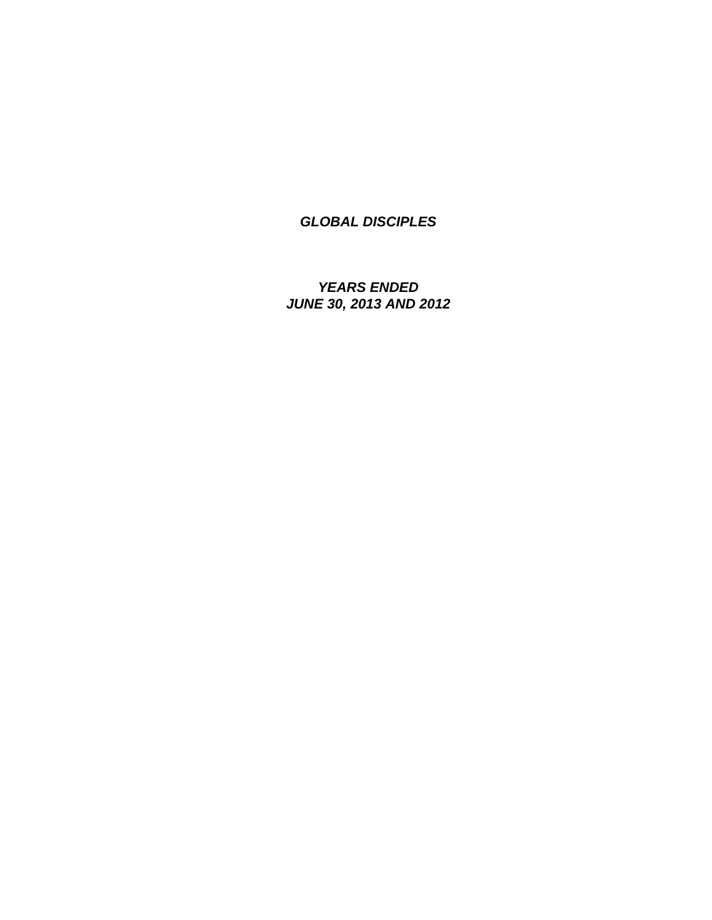***GLOBAL DISCIPLES***

***YEARS ENDED***
***JUNE 30, 2013 AND 2012***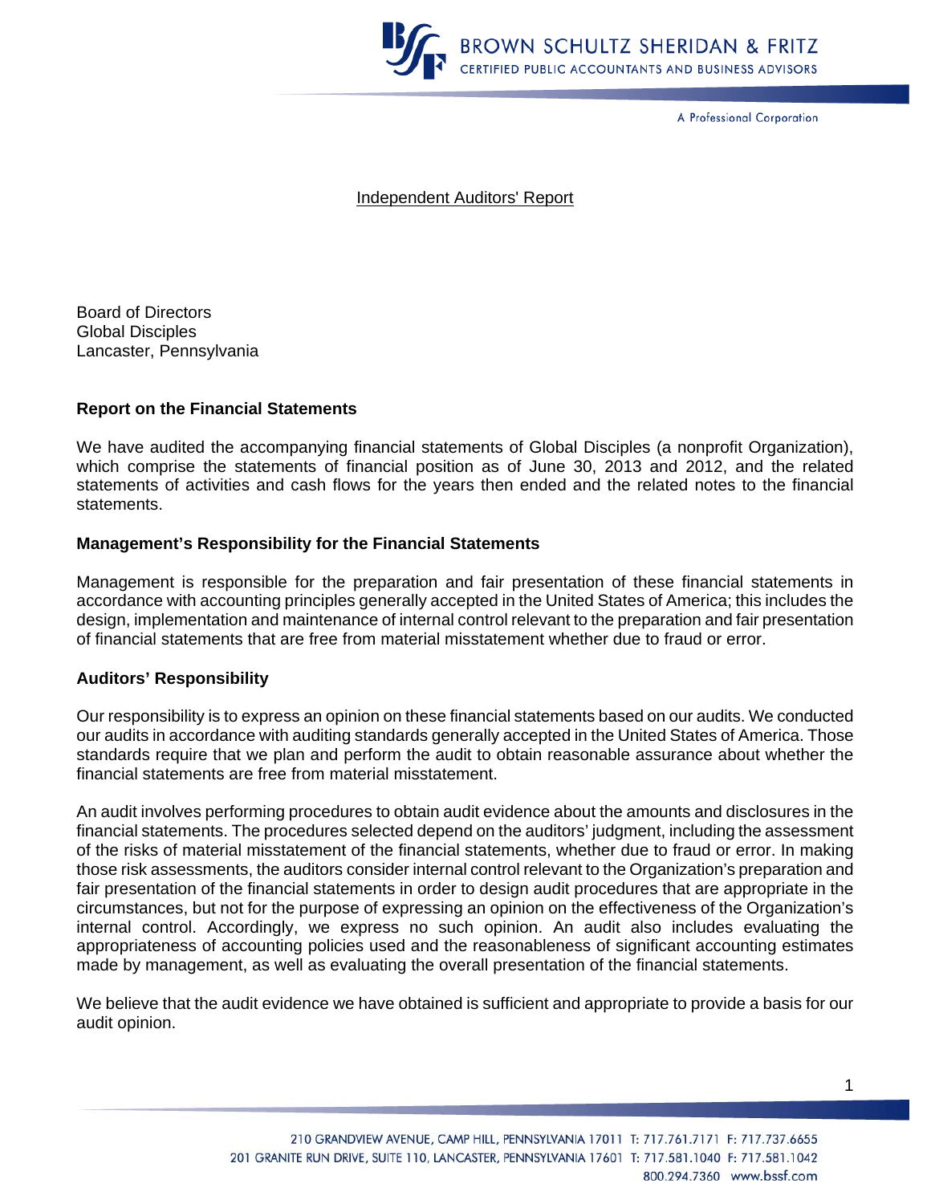BROWN SCHULTZ SHERIDAN & FRITZ
CERTIFIED PUBLIC ACCOUNTANTS AND BUSINESS ADVISORS

A Professional Corporation

# Independent Auditors' Report

Board of Directors
Global Disciples
Lancaster, Pennsylvania

## Report on the Financial Statements

We have audited the accompanying financial statements of Global Disciples (a nonprofit Organization), which comprise the statements of financial position as of June 30, 2013 and 2012, and the related statements of activities and cash flows for the years then ended and the related notes to the financial statements.

## Management's Responsibility for the Financial Statements

Management is responsible for the preparation and fair presentation of these financial statements in accordance with accounting principles generally accepted in the United States of America; this includes the design, implementation and maintenance of internal control relevant to the preparation and fair presentation of financial statements that are free from material misstatement whether due to fraud or error.

## Auditors' Responsibility

Our responsibility is to express an opinion on these financial statements based on our audits. We conducted our audits in accordance with auditing standards generally accepted in the United States of America. Those standards require that we plan and perform the audit to obtain reasonable assurance about whether the financial statements are free from material misstatement.

An audit involves performing procedures to obtain audit evidence about the amounts and disclosures in the financial statements. The procedures selected depend on the auditors' judgment, including the assessment of the risks of material misstatement of the financial statements, whether due to fraud or error. In making those risk assessments, the auditors consider internal control relevant to the Organization's preparation and fair presentation of the financial statements in order to design audit procedures that are appropriate in the circumstances, but not for the purpose of expressing an opinion on the effectiveness of the Organization's internal control. Accordingly, we express no such opinion. An audit also includes evaluating the appropriateness of accounting policies used and the reasonableness of significant accounting estimates made by management, as well as evaluating the overall presentation of the financial statements.

We believe that the audit evidence we have obtained is sufficient and appropriate to provide a basis for our audit opinion.

210 GRANDVIEW AVENUE, CAMP HILL, PENNSYLVANIA 17011 T: 717.761.7171 F: 717.737.6655
201 GRANITE RUN DRIVE, SUITE 110, LANCASTER, PENNSYLVANIA 17601 T: 717.581.1040 F: 717.581.1042
800.294.7360 www.bssf.com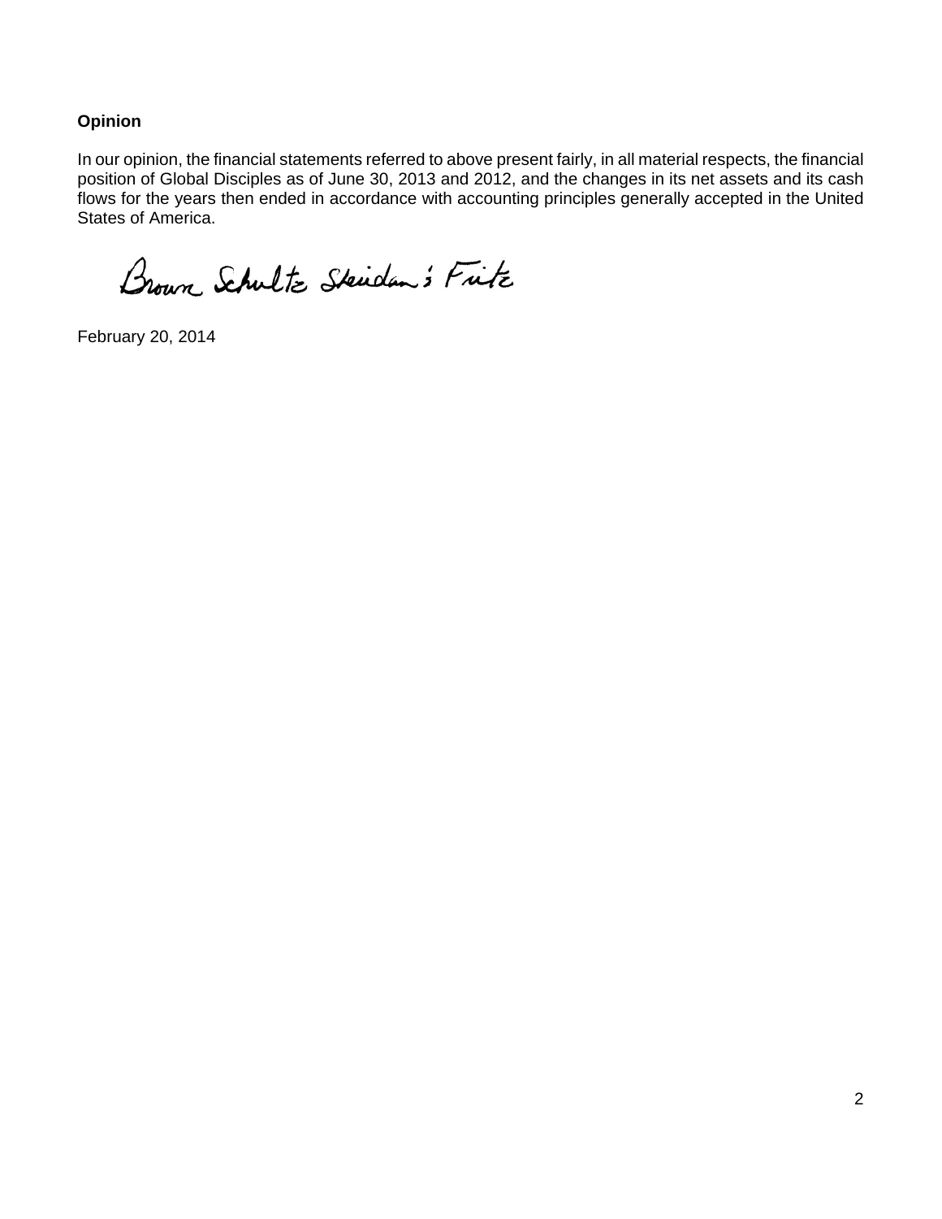**Opinion**

In our opinion, the financial statements referred to above present fairly, in all material respects, the financial position of Global Disciples as of June 30, 2013 and 2012, and the changes in its net assets and its cash flows for the years then ended in accordance with accounting principles generally accepted in the United States of America.

Brown Schultz Sheridan & Fritz

February 20, 2014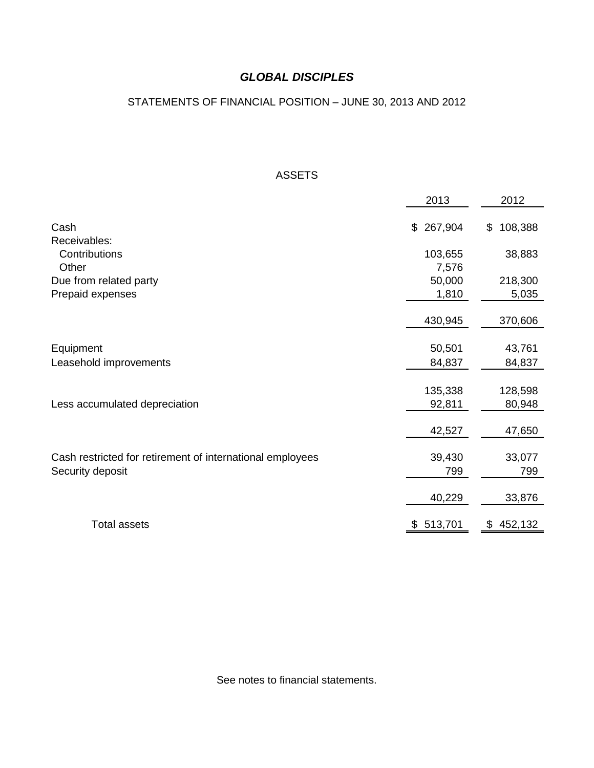# *GLOBAL DISCIPLES*

STATEMENTS OF FINANCIAL POSITION – JUNE 30, 2013 AND 2012

## ASSETS

| | 2013 | 2012 |
|---|---|---|
| Cash | $ 267,904 | $ 108,388 |
| Receivables: | | |
| Contributions | 103,655 | 38,883 |
| Other | 7,576 | |
| Due from related party | 50,000 | 218,300 |
| Prepaid expenses | 1,810 | 5,035 |
| | 430,945 | 370,606 |
| Equipment | 50,501 | 43,761 |
| Leasehold improvements | 84,837 | 84,837 |
| | 135,338 | 128,598 |
| Less accumulated depreciation | 92,811 | 80,948 |
| | 42,527 | 47,650 |
| Cash restricted for retirement of international employees | 39,430 | 33,077 |
| Security deposit | 799 | 799 |
| | 40,229 | 33,876 |
| Total assets | $ 513,701 | $ 452,132 |

See notes to financial statements.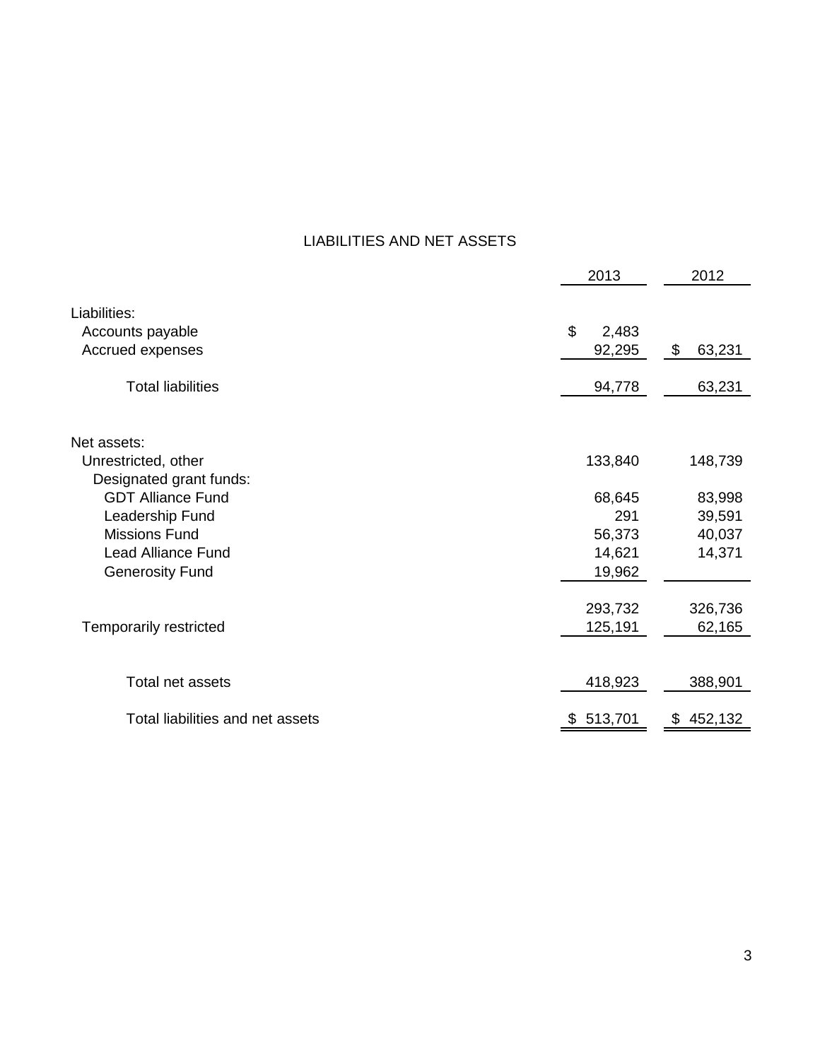## LIABILITIES AND NET ASSETS

| | 2013 | 2012 |
|---|---|---|
| Liabilities: | | |
| Accounts payable | $ 2,483 | |
| Accrued expenses | 92,295 | $ 63,231 |
| Total liabilities | 94,778 | 63,231 |
| Net assets: | | |
| Unrestricted, other | 133,840 | 148,739 |
| Designated grant funds: | | |
| GDT Alliance Fund | 68,645 | 83,998 |
| Leadership Fund | 291 | 39,591 |
| Missions Fund | 56,373 | 40,037 |
| Lead Alliance Fund | 14,621 | 14,371 |
| Generosity Fund | 19,962 | |
| | 293,732 | 326,736 |
| Temporarily restricted | 125,191 | 62,165 |
| Total net assets | 418,923 | 388,901 |
| Total liabilities and net assets | $ 513,701 | $ 452,132 |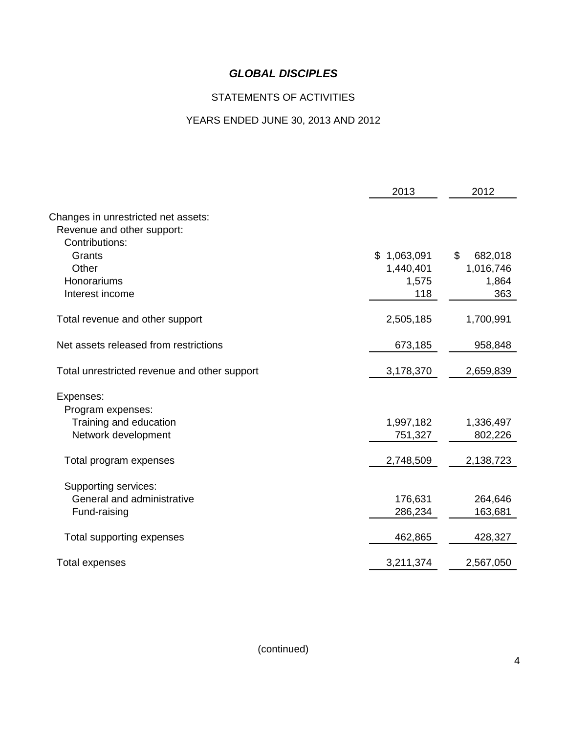# *GLOBAL DISCIPLES*

STATEMENTS OF ACTIVITIES

YEARS ENDED JUNE 30, 2013 AND 2012

| | 2013 | 2012 |
|---|---|---|
| Changes in unrestricted net assets: | | |
| Revenue and other support: | | |
| Contributions: | | |
| Grants | $ 1,063,091 | $ 682,018 |
| Other | 1,440,401 | 1,016,746 |
| Honorariums | 1,575 | 1,864 |
| Interest income | 118 | 363 |
| Total revenue and other support | 2,505,185 | 1,700,991 |
| Net assets released from restrictions | 673,185 | 958,848 |
| Total unrestricted revenue and other support | 3,178,370 | 2,659,839 |
| Expenses: | | |
| Program expenses: | | |
| Training and education | 1,997,182 | 1,336,497 |
| Network development | 751,327 | 802,226 |
| Total program expenses | 2,748,509 | 2,138,723 |
| Supporting services: | | |
| General and administrative | 176,631 | 264,646 |
| Fund-raising | 286,234 | 163,681 |
| Total supporting expenses | 462,865 | 428,327 |
| Total expenses | 3,211,374 | 2,567,050 |

(continued)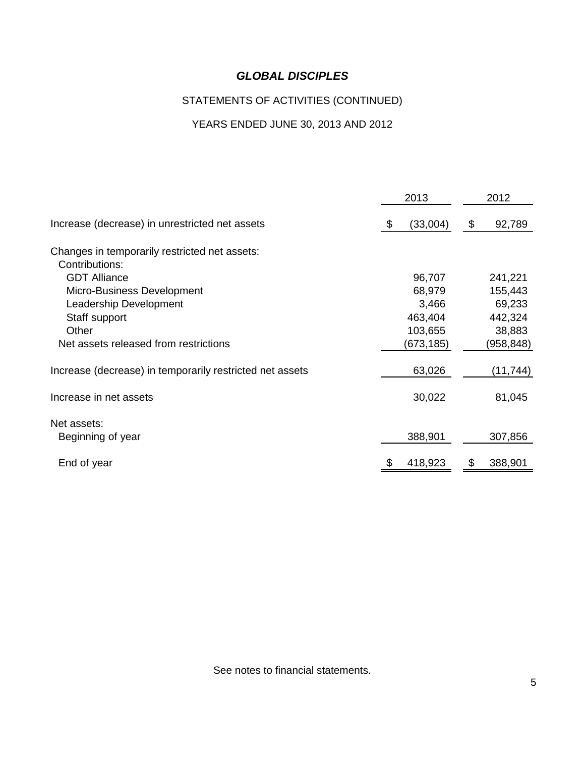# *GLOBAL DISCIPLES*

## STATEMENTS OF ACTIVITIES (CONTINUED)

## YEARS ENDED JUNE 30, 2013 AND 2012

| | 2013 | 2012 |
|---|---|---|
| Increase (decrease) in unrestricted net assets | $ (33,004) | $ 92,789 |
| Changes in temporarily restricted net assets: | | |
| Contributions: | | |
| GDT Alliance | 96,707 | 241,221 |
| Micro-Business Development | 68,979 | 155,443 |
| Leadership Development | 3,466 | 69,233 |
| Staff support | 463,404 | 442,324 |
| Other | 103,655 | 38,883 |
| Net assets released from restrictions | (673,185) | (958,848) |
| Increase (decrease) in temporarily restricted net assets | 63,026 | (11,744) |
| Increase in net assets | 30,022 | 81,045 |
| Net assets: | | |
| Beginning of year | 388,901 | 307,856 |
| End of year | $ 418,923 | $ 388,901 |

See notes to financial statements.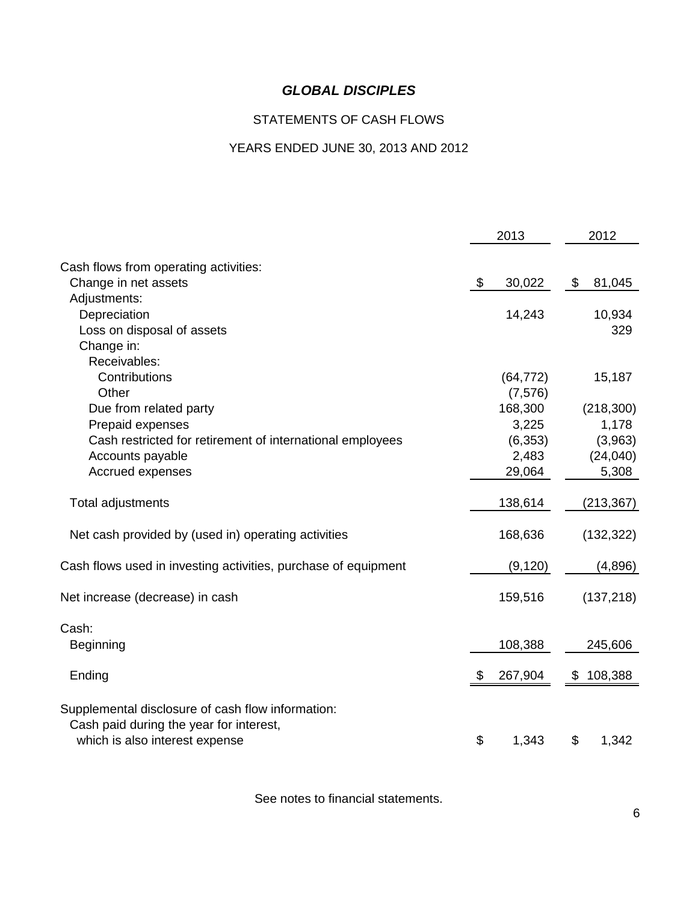# *GLOBAL DISCIPLES*

## STATEMENTS OF CASH FLOWS

## YEARS ENDED JUNE 30, 2013 AND 2012

| | 2013 | 2012 |
|---|---|---|
| Cash flows from operating activities: | | |
| Change in net assets | $ 30,022 | $ 81,045 |
| Adjustments: | | |
| Depreciation | 14,243 | 10,934 |
| Loss on disposal of assets | | 329 |
| Change in: | | |
| Receivables: | | |
| Contributions | (64,772) | 15,187 |
| Other | (7,576) | |
| Due from related party | 168,300 | (218,300) |
| Prepaid expenses | 3,225 | 1,178 |
| Cash restricted for retirement of international employees | (6,353) | (3,963) |
| Accounts payable | 2,483 | (24,040) |
| Accrued expenses | 29,064 | 5,308 |
| Total adjustments | 138,614 | (213,367) |
| Net cash provided by (used in) operating activities | 168,636 | (132,322) |
| Cash flows used in investing activities, purchase of equipment | (9,120) | (4,896) |
| Net increase (decrease) in cash | 159,516 | (137,218) |
| Cash: | | |
| Beginning | 108,388 | 245,606 |
| Ending | $ 267,904 | $ 108,388 |
| Supplemental disclosure of cash flow information: | | |
| Cash paid during the year for interest, which is also interest expense | $ 1,343 | $ 1,342 |

See notes to financial statements.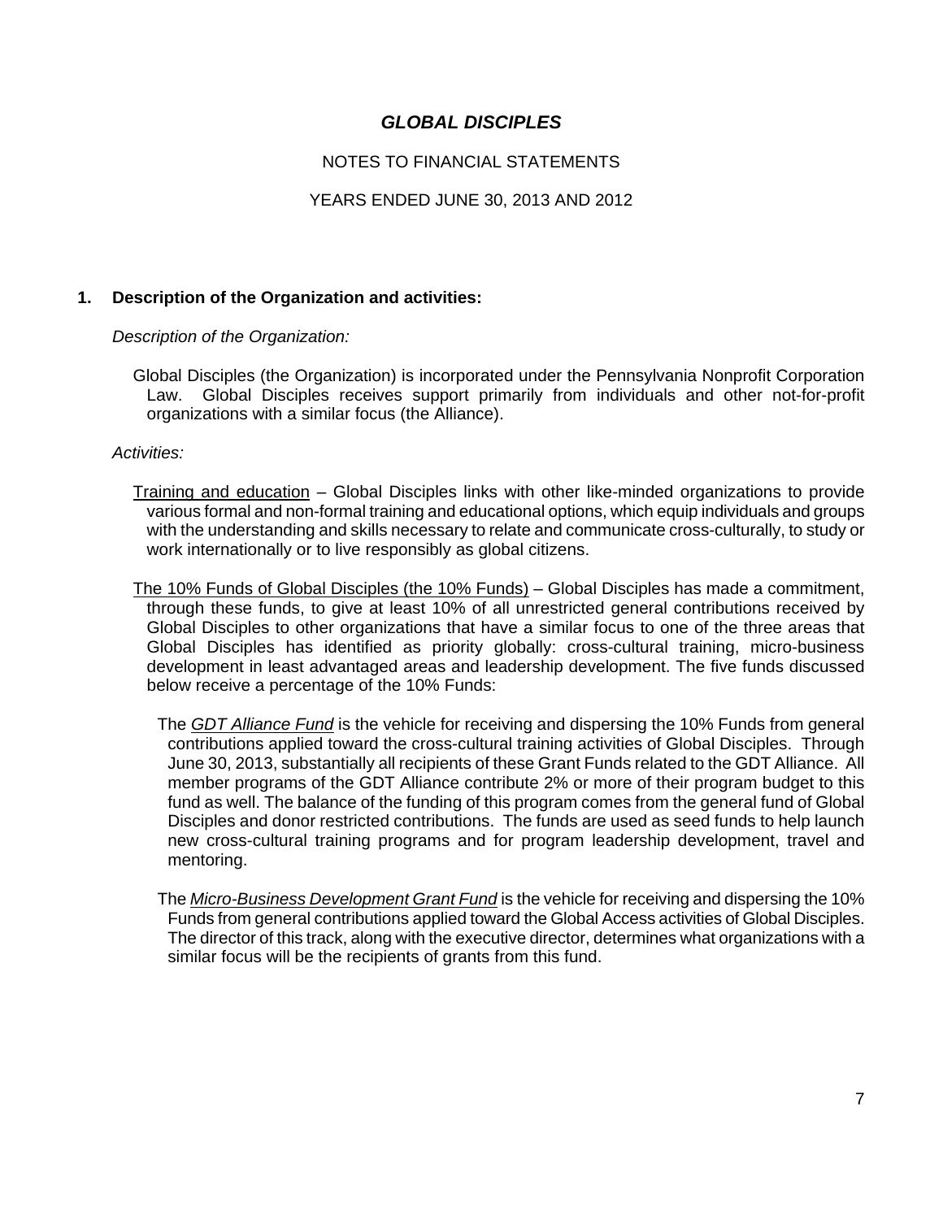# *GLOBAL DISCIPLES*

NOTES TO FINANCIAL STATEMENTS

YEARS ENDED JUNE 30, 2013 AND 2012

## 1. Description of the Organization and activities:

*Description of the Organization:*

Global Disciples (the Organization) is incorporated under the Pennsylvania Nonprofit Corporation Law. Global Disciples receives support primarily from individuals and other not-for-profit organizations with a similar focus (the Alliance).

*Activities:*

Training and education – Global Disciples links with other like-minded organizations to provide various formal and non-formal training and educational options, which equip individuals and groups with the understanding and skills necessary to relate and communicate cross-culturally, to study or work internationally or to live responsibly as global citizens.

The 10% Funds of Global Disciples (the 10% Funds) – Global Disciples has made a commitment, through these funds, to give at least 10% of all unrestricted general contributions received by Global Disciples to other organizations that have a similar focus to one of the three areas that Global Disciples has identified as priority globally: cross-cultural training, micro-business development in least advantaged areas and leadership development. The five funds discussed below receive a percentage of the 10% Funds:

The ***GDT Alliance Fund*** is the vehicle for receiving and dispersing the 10% Funds from general contributions applied toward the cross-cultural training activities of Global Disciples. Through June 30, 2013, substantially all recipients of these Grant Funds related to the GDT Alliance. All member programs of the GDT Alliance contribute 2% or more of their program budget to this fund as well. The balance of the funding of this program comes from the general fund of Global Disciples and donor restricted contributions. The funds are used as seed funds to help launch new cross-cultural training programs and for program leadership development, travel and mentoring.

The ***Micro-Business Development Grant Fund*** is the vehicle for receiving and dispersing the 10% Funds from general contributions applied toward the Global Access activities of Global Disciples. The director of this track, along with the executive director, determines what organizations with a similar focus will be the recipients of grants from this fund.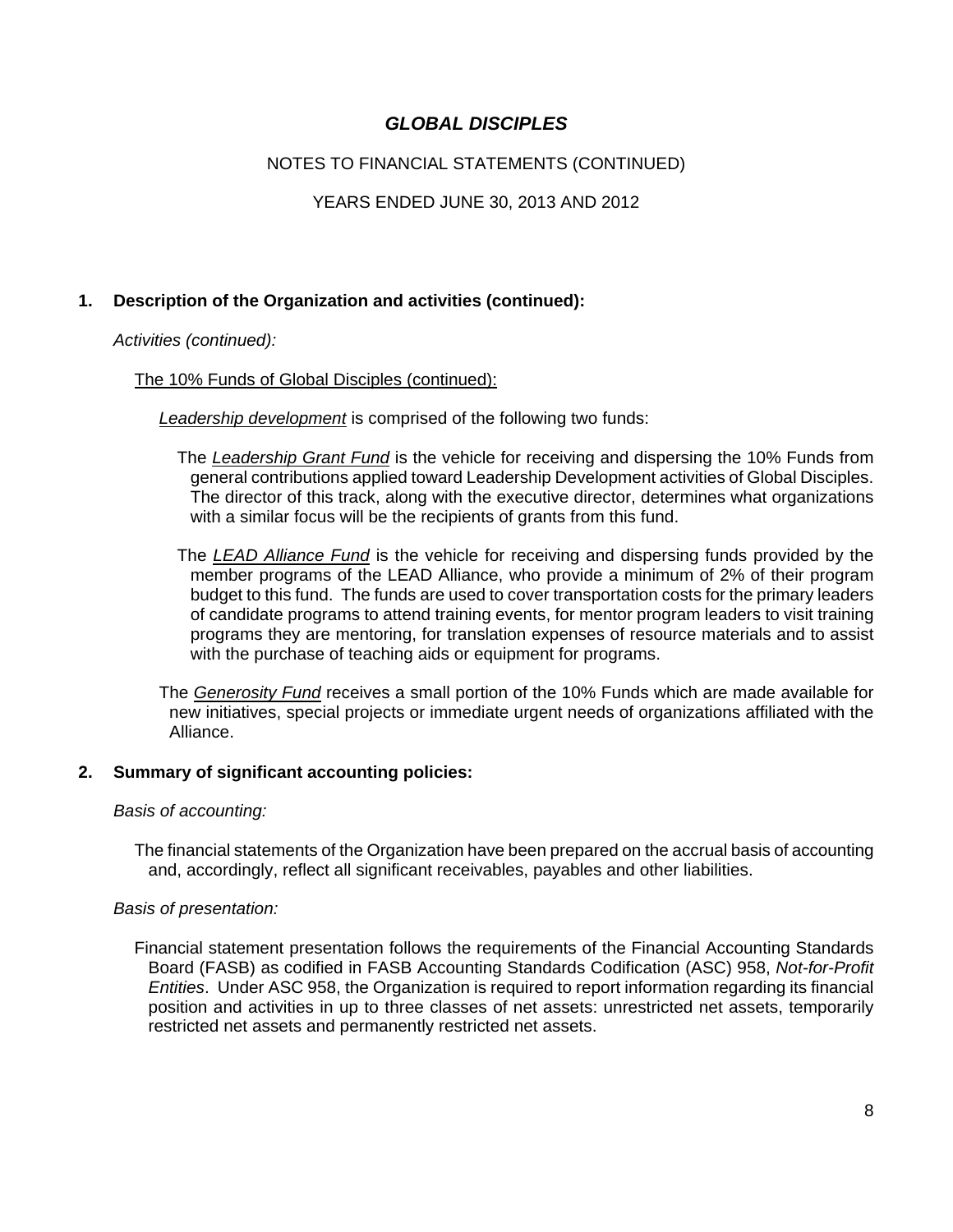# *GLOBAL DISCIPLES*

NOTES TO FINANCIAL STATEMENTS (CONTINUED)

YEARS ENDED JUNE 30, 2013 AND 2012

## 1. Description of the Organization and activities (continued):

*Activities (continued):*

The 10% Funds of Global Disciples (continued):

*Leadership development* is comprised of the following two funds:

The *Leadership Grant Fund* is the vehicle for receiving and dispersing the 10% Funds from general contributions applied toward Leadership Development activities of Global Disciples. The director of this track, along with the executive director, determines what organizations with a similar focus will be the recipients of grants from this fund.

The *LEAD Alliance Fund* is the vehicle for receiving and dispersing funds provided by the member programs of the LEAD Alliance, who provide a minimum of 2% of their program budget to this fund. The funds are used to cover transportation costs for the primary leaders of candidate programs to attend training events, for mentor program leaders to visit training programs they are mentoring, for translation expenses of resource materials and to assist with the purchase of teaching aids or equipment for programs.

The *Generosity Fund* receives a small portion of the 10% Funds which are made available for new initiatives, special projects or immediate urgent needs of organizations affiliated with the Alliance.

## 2. Summary of significant accounting policies:

*Basis of accounting:*

The financial statements of the Organization have been prepared on the accrual basis of accounting and, accordingly, reflect all significant receivables, payables and other liabilities.

*Basis of presentation:*

Financial statement presentation follows the requirements of the Financial Accounting Standards Board (FASB) as codified in FASB Accounting Standards Codification (ASC) 958, *Not-for-Profit Entities*. Under ASC 958, the Organization is required to report information regarding its financial position and activities in up to three classes of net assets: unrestricted net assets, temporarily restricted net assets and permanently restricted net assets.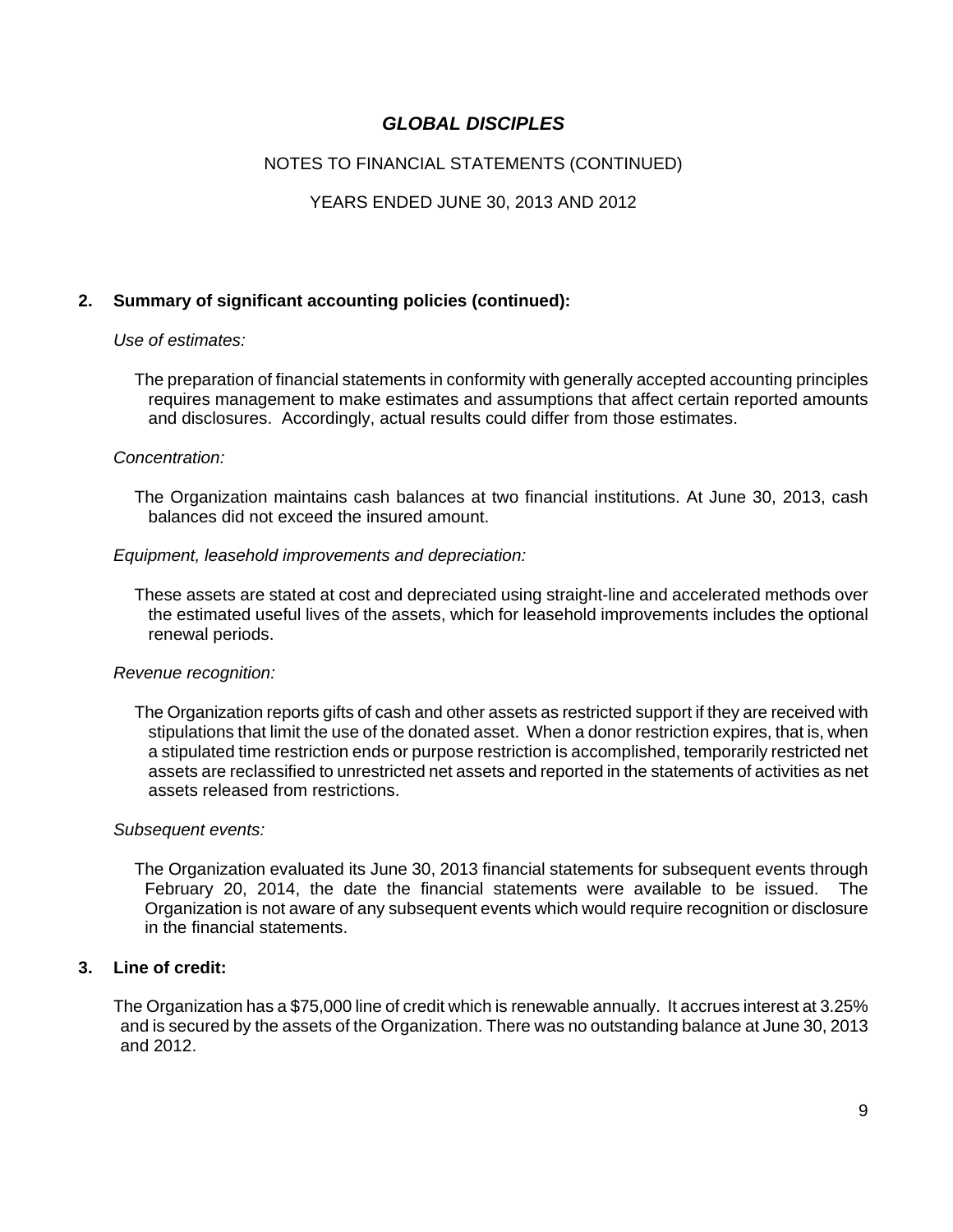# *GLOBAL DISCIPLES*

NOTES TO FINANCIAL STATEMENTS (CONTINUED)

YEARS ENDED JUNE 30, 2013 AND 2012

## 2. Summary of significant accounting policies (continued):

*Use of estimates:*

The preparation of financial statements in conformity with generally accepted accounting principles requires management to make estimates and assumptions that affect certain reported amounts and disclosures. Accordingly, actual results could differ from those estimates.

*Concentration:*

The Organization maintains cash balances at two financial institutions. At June 30, 2013, cash balances did not exceed the insured amount.

*Equipment, leasehold improvements and depreciation:*

These assets are stated at cost and depreciated using straight-line and accelerated methods over the estimated useful lives of the assets, which for leasehold improvements includes the optional renewal periods.

*Revenue recognition:*

The Organization reports gifts of cash and other assets as restricted support if they are received with stipulations that limit the use of the donated asset. When a donor restriction expires, that is, when a stipulated time restriction ends or purpose restriction is accomplished, temporarily restricted net assets are reclassified to unrestricted net assets and reported in the statements of activities as net assets released from restrictions.

*Subsequent events:*

The Organization evaluated its June 30, 2013 financial statements for subsequent events through February 20, 2014, the date the financial statements were available to be issued. The Organization is not aware of any subsequent events which would require recognition or disclosure in the financial statements.

## 3. Line of credit:

The Organization has a $75,000 line of credit which is renewable annually. It accrues interest at 3.25% and is secured by the assets of the Organization. There was no outstanding balance at June 30, 2013 and 2012.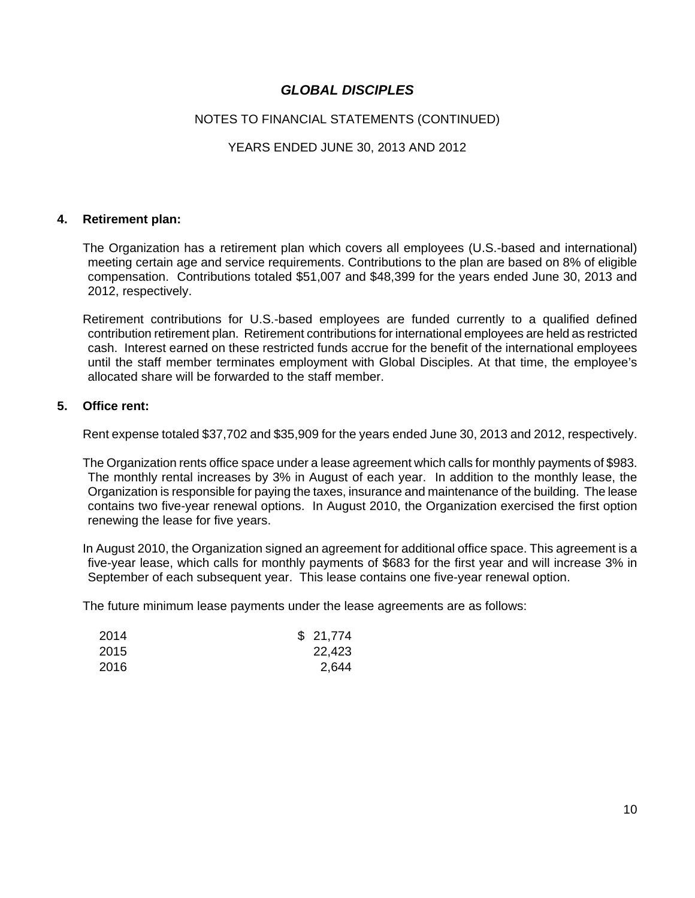# *GLOBAL DISCIPLES*

NOTES TO FINANCIAL STATEMENTS (CONTINUED)

YEARS ENDED JUNE 30, 2013 AND 2012

## 4. Retirement plan:

The Organization has a retirement plan which covers all employees (U.S.-based and international) meeting certain age and service requirements. Contributions to the plan are based on 8% of eligible compensation. Contributions totaled $51,007 and $48,399 for the years ended June 30, 2013 and 2012, respectively.

Retirement contributions for U.S.-based employees are funded currently to a qualified defined contribution retirement plan. Retirement contributions for international employees are held as restricted cash. Interest earned on these restricted funds accrue for the benefit of the international employees until the staff member terminates employment with Global Disciples. At that time, the employee's allocated share will be forwarded to the staff member.

## 5. Office rent:

Rent expense totaled $37,702 and $35,909 for the years ended June 30, 2013 and 2012, respectively.

The Organization rents office space under a lease agreement which calls for monthly payments of $983. The monthly rental increases by 3% in August of each year. In addition to the monthly lease, the Organization is responsible for paying the taxes, insurance and maintenance of the building. The lease contains two five-year renewal options. In August 2010, the Organization exercised the first option renewing the lease for five years.

In August 2010, the Organization signed an agreement for additional office space. This agreement is a five-year lease, which calls for monthly payments of $683 for the first year and will increase 3% in September of each subsequent year. This lease contains one five-year renewal option.

The future minimum lease payments under the lease agreements are as follows:

| | |
|---|---|
| 2014 | $ 21,774 |
| 2015 | 22,423 |
| 2016 | 2,644 |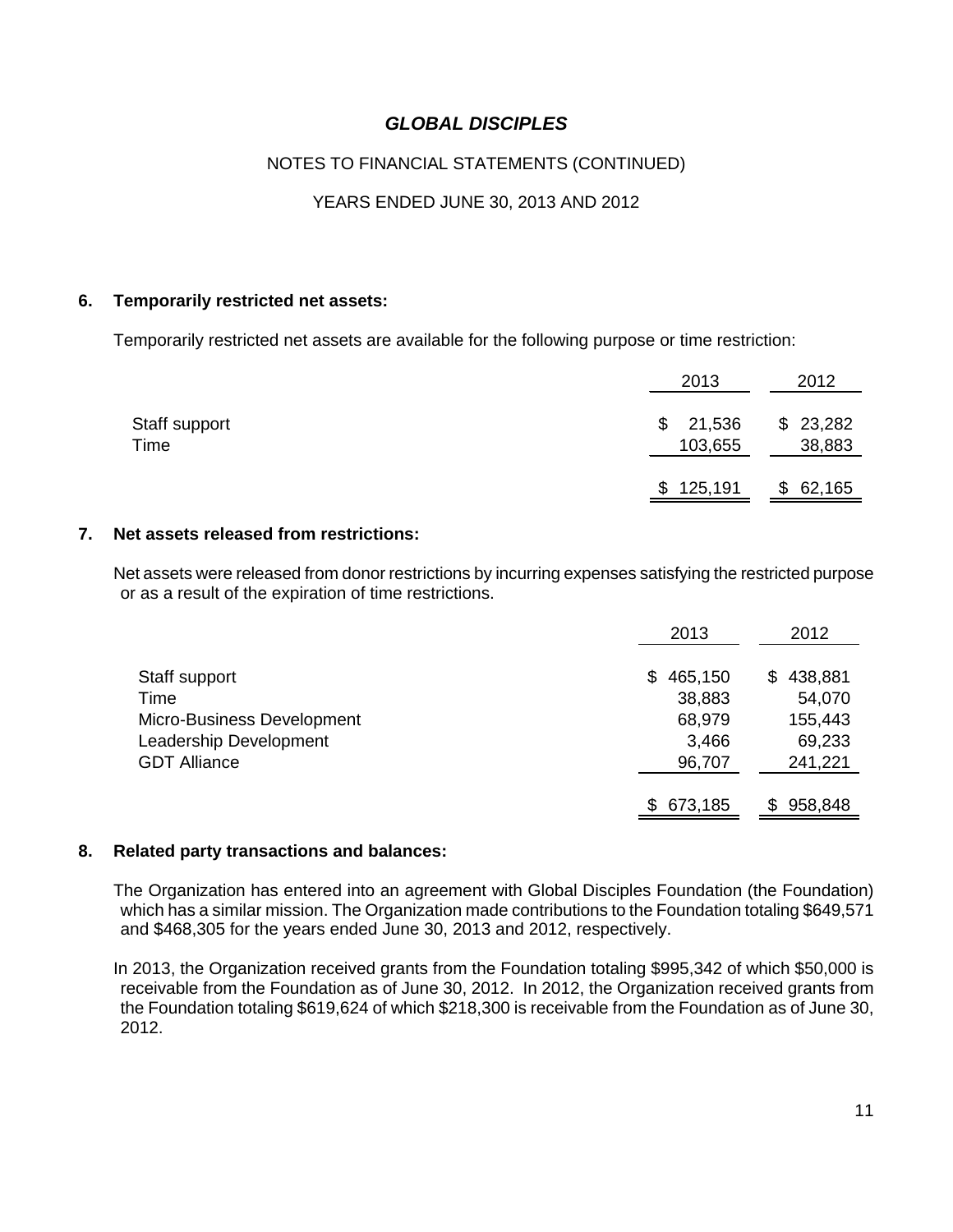# *GLOBAL DISCIPLES*

NOTES TO FINANCIAL STATEMENTS (CONTINUED)

YEARS ENDED JUNE 30, 2013 AND 2012

## 6. Temporarily restricted net assets:

Temporarily restricted net assets are available for the following purpose or time restriction:

| | 2013 | 2012 |
|---|---|---|
| Staff support | $ 21,536 | $ 23,282 |
| Time | 103,655 | 38,883 |
| | $ 125,191 | $ 62,165 |

## 7. Net assets released from restrictions:

Net assets were released from donor restrictions by incurring expenses satisfying the restricted purpose or as a result of the expiration of time restrictions.

| | 2013 | 2012 |
|---|---|---|
| Staff support | $ 465,150 | $ 438,881 |
| Time | 38,883 | 54,070 |
| Micro-Business Development | 68,979 | 155,443 |
| Leadership Development | 3,466 | 69,233 |
| GDT Alliance | 96,707 | 241,221 |
| | $ 673,185 | $ 958,848 |

## 8. Related party transactions and balances:

The Organization has entered into an agreement with Global Disciples Foundation (the Foundation) which has a similar mission. The Organization made contributions to the Foundation totaling $649,571 and $468,305 for the years ended June 30, 2013 and 2012, respectively.

In 2013, the Organization received grants from the Foundation totaling $995,342 of which $50,000 is receivable from the Foundation as of June 30, 2012. In 2012, the Organization received grants from the Foundation totaling $619,624 of which $218,300 is receivable from the Foundation as of June 30, 2012.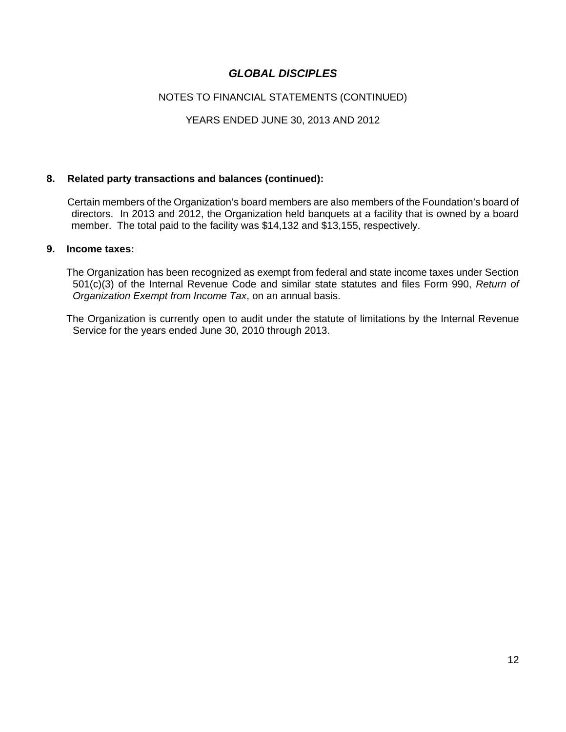# *GLOBAL DISCIPLES*

NOTES TO FINANCIAL STATEMENTS (CONTINUED)

YEARS ENDED JUNE 30, 2013 AND 2012

**8. Related party transactions and balances (continued):**

Certain members of the Organization's board members are also members of the Foundation's board of directors. In 2013 and 2012, the Organization held banquets at a facility that is owned by a board member. The total paid to the facility was $14,132 and $13,155, respectively.

**9. Income taxes:**

The Organization has been recognized as exempt from federal and state income taxes under Section 501(c)(3) of the Internal Revenue Code and similar state statutes and files Form 990, *Return of Organization Exempt from Income Tax*, on an annual basis.

The Organization is currently open to audit under the statute of limitations by the Internal Revenue Service for the years ended June 30, 2010 through 2013.